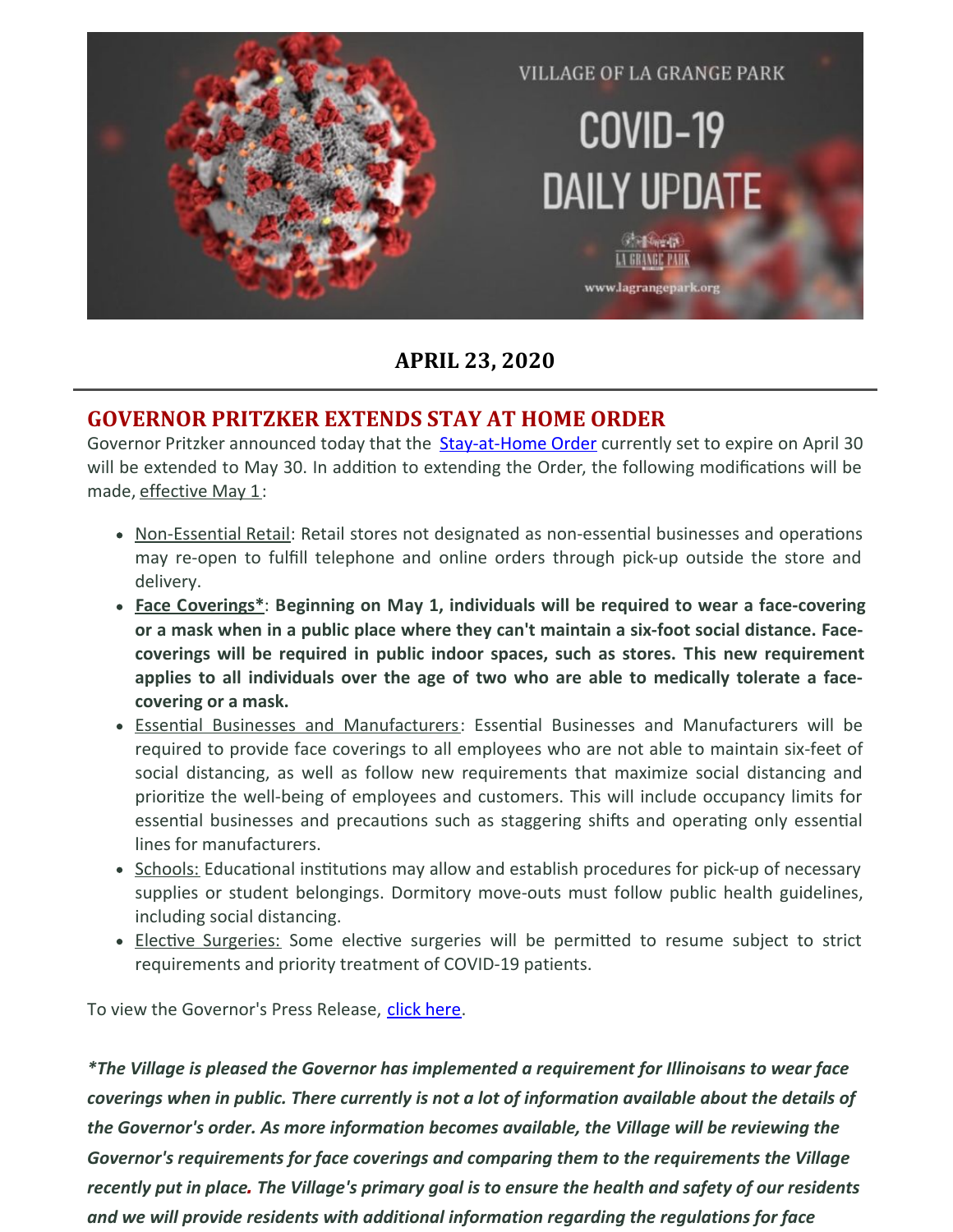VILLAGE OF LA GRANGE PARK

COVID-19 DAILY UPDATE

www.lagrangepark.org

**APRIL 23, 2020**

---

## GOVERNOR PRITZKER EXTENDS STAY AT HOME ORDER

Governor Pritzker announced today that the Stay-at-Home Order currently set to expire on April 30 will be extended to May 30. In addition to extending the Order, the following modifications will be made, effective May 1:

- Non-Essential Retail: Retail stores not designated as non-essential businesses and operations may re-open to fulfill telephone and online orders through pick-up outside the store and delivery.
- **Face Coverings*: Beginning on May 1, individuals will be required to wear a face-covering or a mask when in a public place where they can't maintain a six-foot social distance. Face-coverings will be required in public indoor spaces, such as stores. This new requirement applies to all individuals over the age of two who are able to medically tolerate a face-covering or a mask.**
- Essential Businesses and Manufacturers: Essential Businesses and Manufacturers will be required to provide face coverings to all employees who are not able to maintain six-feet of social distancing, as well as follow new requirements that maximize social distancing and prioritize the well-being of employees and customers. This will include occupancy limits for essential businesses and precautions such as staggering shifts and operating only essential lines for manufacturers.
- Schools: Educational institutions may allow and establish procedures for pick-up of necessary supplies or student belongings. Dormitory move-outs must follow public health guidelines, including social distancing.
- Elective Surgeries: Some elective surgeries will be permitted to resume subject to strict requirements and priority treatment of COVID-19 patients.

To view the Governor's Press Release, click here.

***The Village is pleased the Governor has implemented a requirement for Illinoisans to wear face coverings when in public. There currently is not a lot of information available about the details of the Governor's order. As more information becomes available, the Village will be reviewing the Governor's requirements for face coverings and comparing them to the requirements the Village recently put in place. The Village's primary goal is to ensure the health and safety of our residents and we will provide residents with additional information regarding the regulations for face***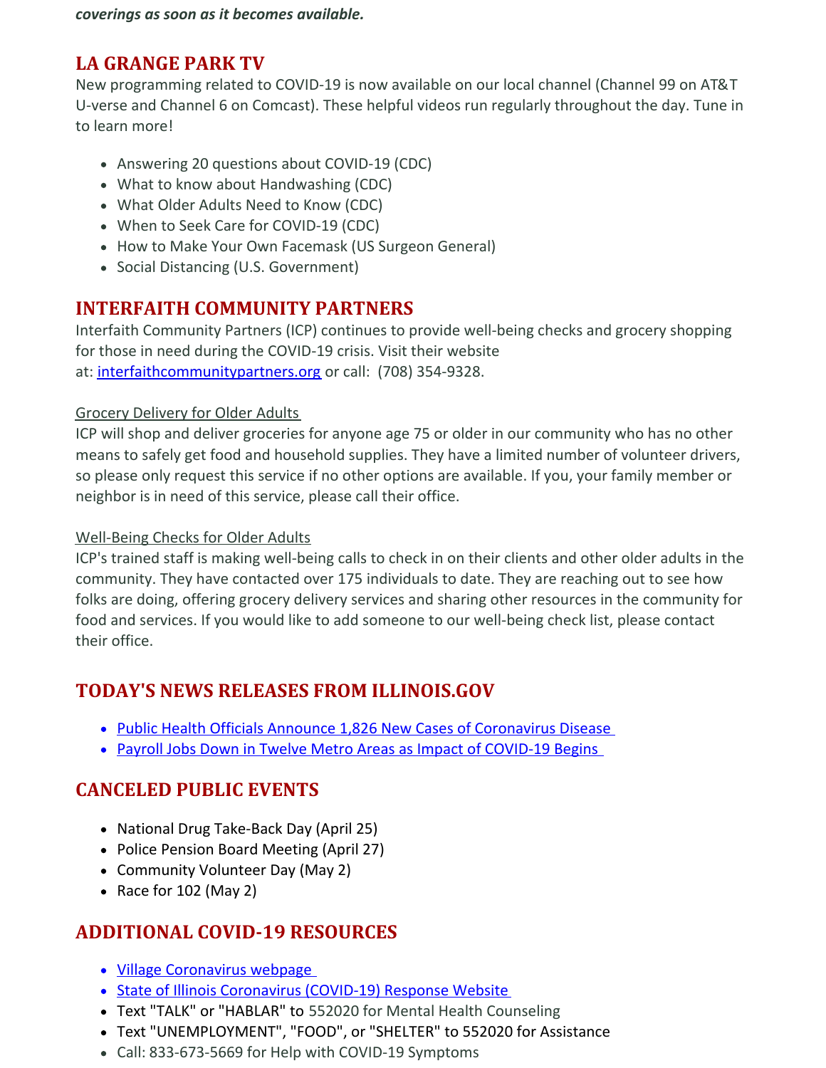***coverings as soon as it becomes available.***

## LA GRANGE PARK TV

New programming related to COVID-19 is now available on our local channel (Channel 99 on AT&T U-verse and Channel 6 on Comcast). These helpful videos run regularly throughout the day. Tune in to learn more!

- Answering 20 questions about COVID-19 (CDC)
- What to know about Handwashing (CDC)
- What Older Adults Need to Know (CDC)
- When to Seek Care for COVID-19 (CDC)
- How to Make Your Own Facemask (US Surgeon General)
- Social Distancing (U.S. Government)

## INTERFAITH COMMUNITY PARTNERS

Interfaith Community Partners (ICP) continues to provide well-being checks and grocery shopping for those in need during the COVID-19 crisis. Visit their website at: interfaithcommunitypartners.org or call: (708) 354-9328.

Grocery Delivery for Older Adults

ICP will shop and deliver groceries for anyone age 75 or older in our community who has no other means to safely get food and household supplies. They have a limited number of volunteer drivers, so please only request this service if no other options are available. If you, your family member or neighbor is in need of this service, please call their office.

Well-Being Checks for Older Adults

ICP's trained staff is making well-being calls to check in on their clients and other older adults in the community. They have contacted over 175 individuals to date. They are reaching out to see how folks are doing, offering grocery delivery services and sharing other resources in the community for food and services. If you would like to add someone to our well-being check list, please contact their office.

## TODAY'S NEWS RELEASES FROM ILLINOIS.GOV

- Public Health Officials Announce 1,826 New Cases of Coronavirus Disease
- Payroll Jobs Down in Twelve Metro Areas as Impact of COVID-19 Begins

## CANCELED PUBLIC EVENTS

- National Drug Take-Back Day (April 25)
- Police Pension Board Meeting (April 27)
- Community Volunteer Day (May 2)
- Race for 102 (May 2)

## ADDITIONAL COVID-19 RESOURCES

- Village Coronavirus webpage
- State of Illinois Coronavirus (COVID-19) Response Website
- Text "TALK" or "HABLAR" to 552020 for Mental Health Counseling
- Text "UNEMPLOYMENT", "FOOD", or "SHELTER" to 552020 for Assistance
- Call: 833-673-5669 for Help with COVID-19 Symptoms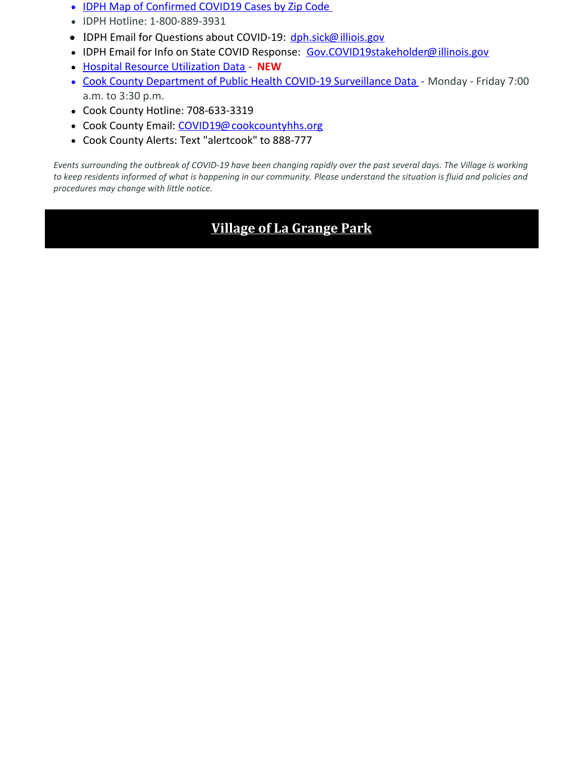- IDPH Map of Confirmed COVID19 Cases by Zip Code
- IDPH Hotline: 1-800-889-3931
- IDPH Email for Questions about COVID-19: dph.sick@illiois.gov
- IDPH Email for Info on State COVID Response: Gov.COVID19stakeholder@illinois.gov
- Hospital Resource Utilization Data - **NEW**
- Cook County Department of Public Health COVID-19 Surveillance Data - Monday - Friday 7:00 a.m. to 3:30 p.m.
- Cook County Hotline: 708-633-3319
- Cook County Email: COVID19@cookcountyhhs.org
- Cook County Alerts: Text "alertcook" to 888-777

*Events surrounding the outbreak of COVID-19 have been changing rapidly over the past several days. The Village is working to keep residents informed of what is happening in our community. Please understand the situation is fluid and policies and procedures may change with little notice.*

**Village of La Grange Park**